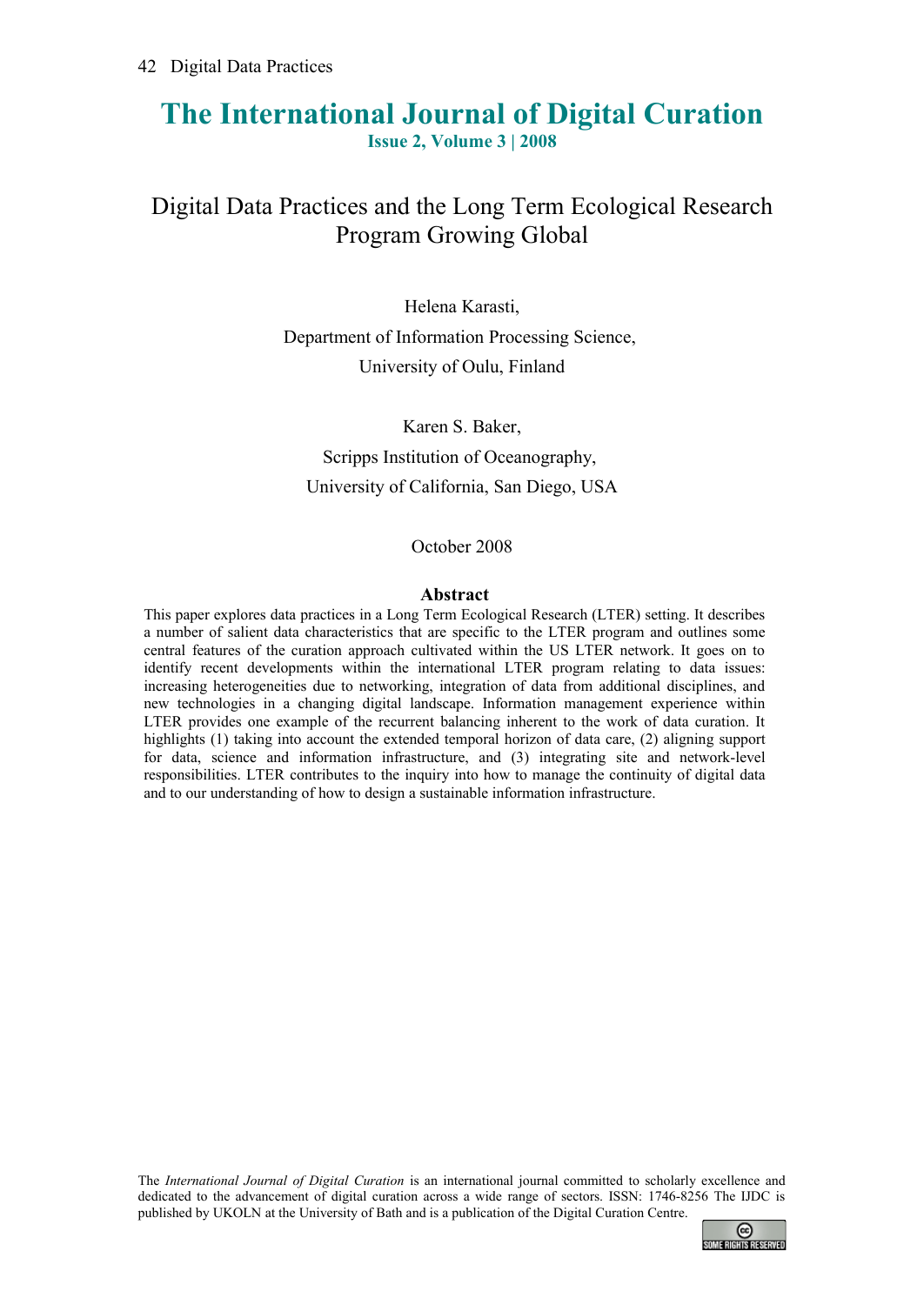# The International Journal of Digital Curation

**Issue 2, Volume 3 | 2008**

## Digital Data Practices and the Long Term Ecological Research Program Growing Global

Helena Karasti,
Department of Information Processing Science,
University of Oulu, Finland

Karen S. Baker,
Scripps Institution of Oceanography,
University of California, San Diego, USA

October 2008

### Abstract

This paper explores data practices in a Long Term Ecological Research (LTER) setting. It describes a number of salient data characteristics that are specific to the LTER program and outlines some central features of the curation approach cultivated within the US LTER network. It goes on to identify recent developments within the international LTER program relating to data issues: increasing heterogeneities due to networking, integration of data from additional disciplines, and new technologies in a changing digital landscape. Information management experience within LTER provides one example of the recurrent balancing inherent to the work of data curation. It highlights (1) taking into account the extended temporal horizon of data care, (2) aligning support for data, science and information infrastructure, and (3) integrating site and network-level responsibilities. LTER contributes to the inquiry into how to manage the continuity of digital data and to our understanding of how to design a sustainable information infrastructure.

The *International Journal of Digital Curation* is an international journal committed to scholarly excellence and dedicated to the advancement of digital curation across a wide range of sectors. ISSN: 1746-8256 The IJDC is published by UKOLN at the University of Bath and is a publication of the Digital Curation Centre.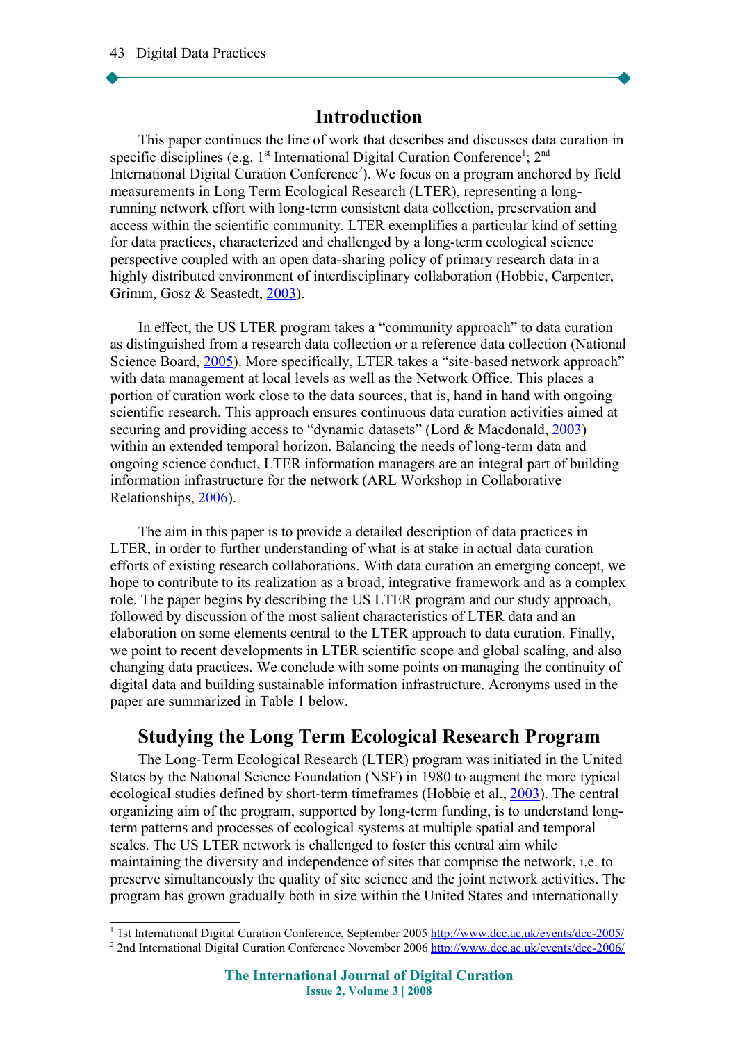## Introduction

This paper continues the line of work that describes and discusses data curation in specific disciplines (e.g. 1st International Digital Curation Conference[1]; 2nd International Digital Curation Conference[2]). We focus on a program anchored by field measurements in Long Term Ecological Research (LTER), representing a long-running network effort with long-term consistent data collection, preservation and access within the scientific community. LTER exemplifies a particular kind of setting for data practices, characterized and challenged by a long-term ecological science perspective coupled with an open data-sharing policy of primary research data in a highly distributed environment of interdisciplinary collaboration (Hobbie, Carpenter, Grimm, Gosz & Seastedt, 2003).

In effect, the US LTER program takes a "community approach" to data curation as distinguished from a research data collection or a reference data collection (National Science Board, 2005). More specifically, LTER takes a "site-based network approach" with data management at local levels as well as the Network Office. This places a portion of curation work close to the data sources, that is, hand in hand with ongoing scientific research. This approach ensures continuous data curation activities aimed at securing and providing access to "dynamic datasets" (Lord & Macdonald, 2003) within an extended temporal horizon. Balancing the needs of long-term data and ongoing science conduct, LTER information managers are an integral part of building information infrastructure for the network (ARL Workshop in Collaborative Relationships, 2006).

The aim in this paper is to provide a detailed description of data practices in LTER, in order to further understanding of what is at stake in actual data curation efforts of existing research collaborations. With data curation an emerging concept, we hope to contribute to its realization as a broad, integrative framework and as a complex role. The paper begins by describing the US LTER program and our study approach, followed by discussion of the most salient characteristics of LTER data and an elaboration on some elements central to the LTER approach to data curation. Finally, we point to recent developments in LTER scientific scope and global scaling, and also changing data practices. We conclude with some points on managing the continuity of digital data and building sustainable information infrastructure. Acronyms used in the paper are summarized in Table 1 below.

## Studying the Long Term Ecological Research Program

The Long-Term Ecological Research (LTER) program was initiated in the United States by the National Science Foundation (NSF) in 1980 to augment the more typical ecological studies defined by short-term timeframes (Hobbie et al., 2003). The central organizing aim of the program, supported by long-term funding, is to understand long-term patterns and processes of ecological systems at multiple spatial and temporal scales. The US LTER network is challenged to foster this central aim while maintaining the diversity and independence of sites that comprise the network, i.e. to preserve simultaneously the quality of site science and the joint network activities. The program has grown gradually both in size within the United States and internationally

[1] 1st International Digital Curation Conference, September 2005 http://www.dcc.ac.uk/events/dcc-2005/

[2] 2nd International Digital Curation Conference November 2006 http://www.dcc.ac.uk/events/dcc-2006/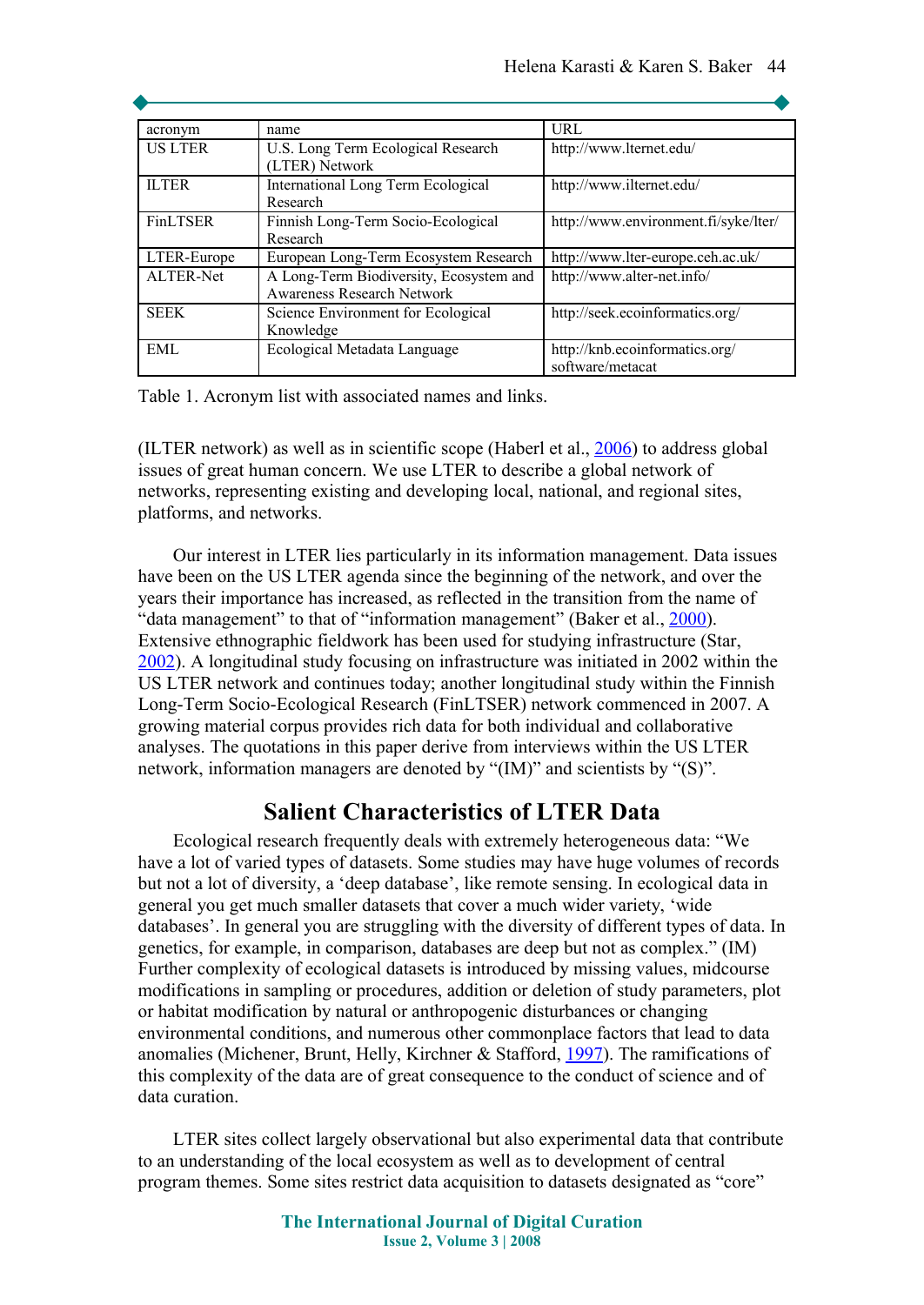| acronym | name | URL |
|---|---|---|
| US LTER | U.S. Long Term Ecological Research (LTER) Network | http://www.lternet.edu/ |
| ILTER | International Long Term Ecological Research | http://www.ilternet.edu/ |
| FinLTSER | Finnish Long-Term Socio-Ecological Research | http://www.environment.fi/syke/lter/ |
| LTER-Europe | European Long-Term Ecosystem Research | http://www.lter-europe.ceh.ac.uk/ |
| ALTER-Net | A Long-Term Biodiversity, Ecosystem and Awareness Research Network | http://www.alter-net.info/ |
| SEEK | Science Environment for Ecological Knowledge | http://seek.ecoinformatics.org/ |
| EML | Ecological Metadata Language | http://knb.ecoinformatics.org/software/metacat |

Table 1. Acronym list with associated names and links.

(ILTER network) as well as in scientific scope (Haberl et al., 2006) to address global issues of great human concern. We use LTER to describe a global network of networks, representing existing and developing local, national, and regional sites, platforms, and networks.

Our interest in LTER lies particularly in its information management. Data issues have been on the US LTER agenda since the beginning of the network, and over the years their importance has increased, as reflected in the transition from the name of "data management" to that of "information management" (Baker et al., 2000). Extensive ethnographic fieldwork has been used for studying infrastructure (Star, 2002). A longitudinal study focusing on infrastructure was initiated in 2002 within the US LTER network and continues today; another longitudinal study within the Finnish Long-Term Socio-Ecological Research (FinLTSER) network commenced in 2007. A growing material corpus provides rich data for both individual and collaborative analyses. The quotations in this paper derive from interviews within the US LTER network, information managers are denoted by "(IM)" and scientists by "(S)".

## Salient Characteristics of LTER Data

Ecological research frequently deals with extremely heterogeneous data: "We have a lot of varied types of datasets. Some studies may have huge volumes of records but not a lot of diversity, a 'deep database', like remote sensing. In ecological data in general you get much smaller datasets that cover a much wider variety, 'wide databases'. In general you are struggling with the diversity of different types of data. In genetics, for example, in comparison, databases are deep but not as complex." (IM) Further complexity of ecological datasets is introduced by missing values, midcourse modifications in sampling or procedures, addition or deletion of study parameters, plot or habitat modification by natural or anthropogenic disturbances or changing environmental conditions, and numerous other commonplace factors that lead to data anomalies (Michener, Brunt, Helly, Kirchner & Stafford, 1997). The ramifications of this complexity of the data are of great consequence to the conduct of science and of data curation.

LTER sites collect largely observational but also experimental data that contribute to an understanding of the local ecosystem as well as to development of central program themes. Some sites restrict data acquisition to datasets designated as "core"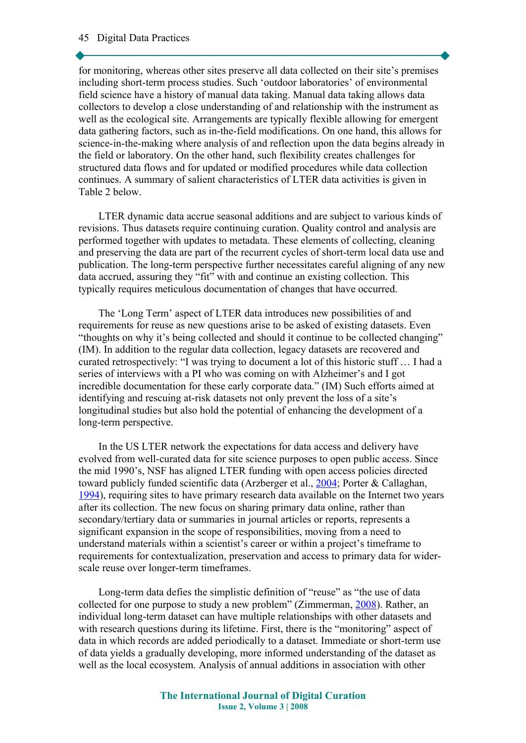for monitoring, whereas other sites preserve all data collected on their site's premises including short-term process studies. Such 'outdoor laboratories' of environmental field science have a history of manual data taking. Manual data taking allows data collectors to develop a close understanding of and relationship with the instrument as well as the ecological site. Arrangements are typically flexible allowing for emergent data gathering factors, such as in-the-field modifications. On one hand, this allows for science-in-the-making where analysis of and reflection upon the data begins already in the field or laboratory. On the other hand, such flexibility creates challenges for structured data flows and for updated or modified procedures while data collection continues. A summary of salient characteristics of LTER data activities is given in Table 2 below.

LTER dynamic data accrue seasonal additions and are subject to various kinds of revisions. Thus datasets require continuing curation. Quality control and analysis are performed together with updates to metadata. These elements of collecting, cleaning and preserving the data are part of the recurrent cycles of short-term local data use and publication. The long-term perspective further necessitates careful aligning of any new data accrued, assuring they "fit" with and continue an existing collection. This typically requires meticulous documentation of changes that have occurred.

The 'Long Term' aspect of LTER data introduces new possibilities of and requirements for reuse as new questions arise to be asked of existing datasets. Even "thoughts on why it's being collected and should it continue to be collected changing" (IM). In addition to the regular data collection, legacy datasets are recovered and curated retrospectively: "I was trying to document a lot of this historic stuff … I had a series of interviews with a PI who was coming on with Alzheimer's and I got incredible documentation for these early corporate data." (IM) Such efforts aimed at identifying and rescuing at-risk datasets not only prevent the loss of a site's longitudinal studies but also hold the potential of enhancing the development of a long-term perspective.

In the US LTER network the expectations for data access and delivery have evolved from well-curated data for site science purposes to open public access. Since the mid 1990's, NSF has aligned LTER funding with open access policies directed toward publicly funded scientific data (Arzberger et al., 2004; Porter & Callaghan, 1994), requiring sites to have primary research data available on the Internet two years after its collection. The new focus on sharing primary data online, rather than secondary/tertiary data or summaries in journal articles or reports, represents a significant expansion in the scope of responsibilities, moving from a need to understand materials within a scientist's career or within a project's timeframe to requirements for contextualization, preservation and access to primary data for wider-scale reuse over longer-term timeframes.

Long-term data defies the simplistic definition of "reuse" as "the use of data collected for one purpose to study a new problem" (Zimmerman, 2008). Rather, an individual long-term dataset can have multiple relationships with other datasets and with research questions during its lifetime. First, there is the "monitoring" aspect of data in which records are added periodically to a dataset. Immediate or short-term use of data yields a gradually developing, more informed understanding of the dataset as well as the local ecosystem. Analysis of annual additions in association with other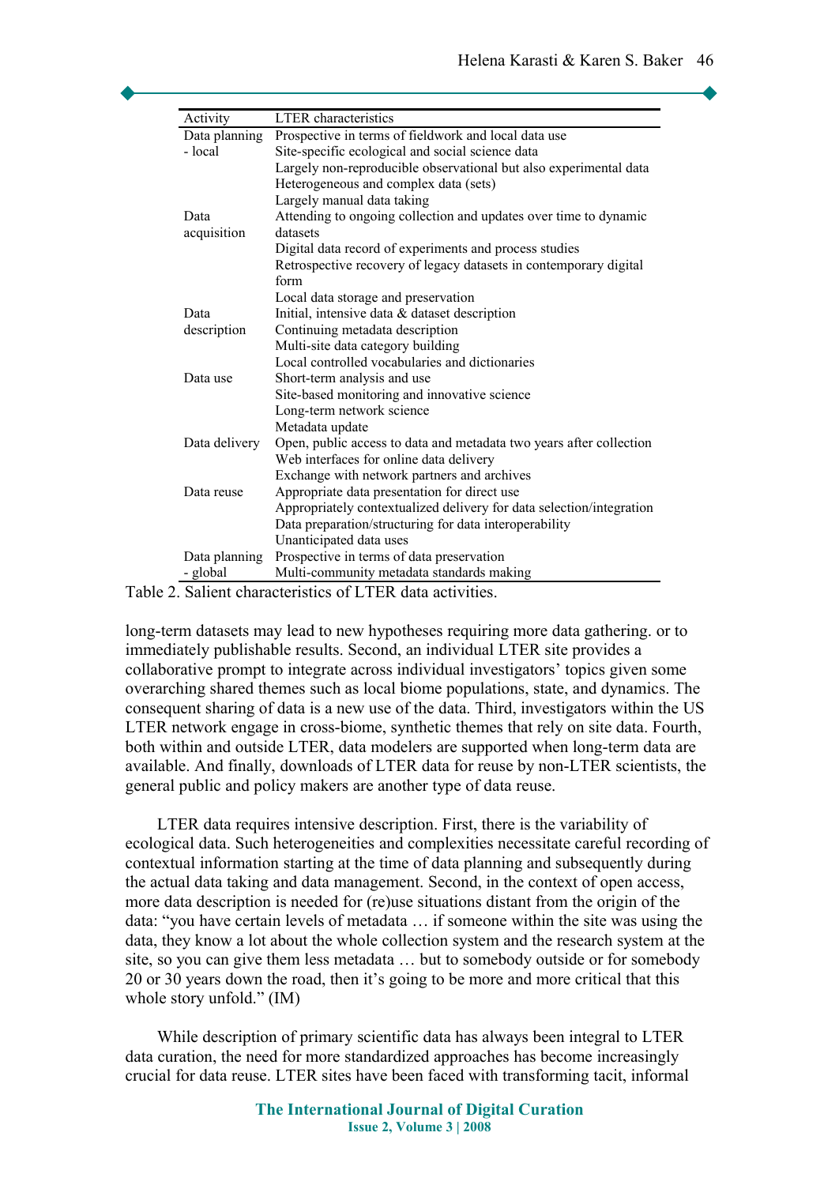| Activity | LTER characteristics |
|---|---|
| Data planning - local | Prospective in terms of fieldwork and local data use |
| | Site-specific ecological and social science data |
| | Largely non-reproducible observational but also experimental data |
| | Heterogeneous and complex data (sets) |
| | Largely manual data taking |
| Data acquisition | Attending to ongoing collection and updates over time to dynamic datasets |
| | Digital data record of experiments and process studies |
| | Retrospective recovery of legacy datasets in contemporary digital form |
| | Local data storage and preservation |
| Data description | Initial, intensive data & dataset description |
| | Continuing metadata description |
| | Multi-site data category building |
| | Local controlled vocabularies and dictionaries |
| Data use | Short-term analysis and use |
| | Site-based monitoring and innovative science |
| | Long-term network science |
| | Metadata update |
| Data delivery | Open, public access to data and metadata two years after collection |
| | Web interfaces for online data delivery |
| | Exchange with network partners and archives |
| Data reuse | Appropriate data presentation for direct use |
| | Appropriately contextualized delivery for data selection/integration |
| | Data preparation/structuring for data interoperability |
| | Unanticipated data uses |
| Data planning - global | Prospective in terms of data preservation |
| | Multi-community metadata standards making |

Table 2. Salient characteristics of LTER data activities.

long-term datasets may lead to new hypotheses requiring more data gathering. or to immediately publishable results. Second, an individual LTER site provides a collaborative prompt to integrate across individual investigators' topics given some overarching shared themes such as local biome populations, state, and dynamics. The consequent sharing of data is a new use of the data. Third, investigators within the US LTER network engage in cross-biome, synthetic themes that rely on site data. Fourth, both within and outside LTER, data modelers are supported when long-term data are available. And finally, downloads of LTER data for reuse by non-LTER scientists, the general public and policy makers are another type of data reuse.

LTER data requires intensive description. First, there is the variability of ecological data. Such heterogeneities and complexities necessitate careful recording of contextual information starting at the time of data planning and subsequently during the actual data taking and data management. Second, in the context of open access, more data description is needed for (re)use situations distant from the origin of the data: "you have certain levels of metadata … if someone within the site was using the data, they know a lot about the whole collection system and the research system at the site, so you can give them less metadata … but to somebody outside or for somebody 20 or 30 years down the road, then it's going to be more and more critical that this whole story unfold." (IM)

While description of primary scientific data has always been integral to LTER data curation, the need for more standardized approaches has become increasingly crucial for data reuse. LTER sites have been faced with transforming tacit, informal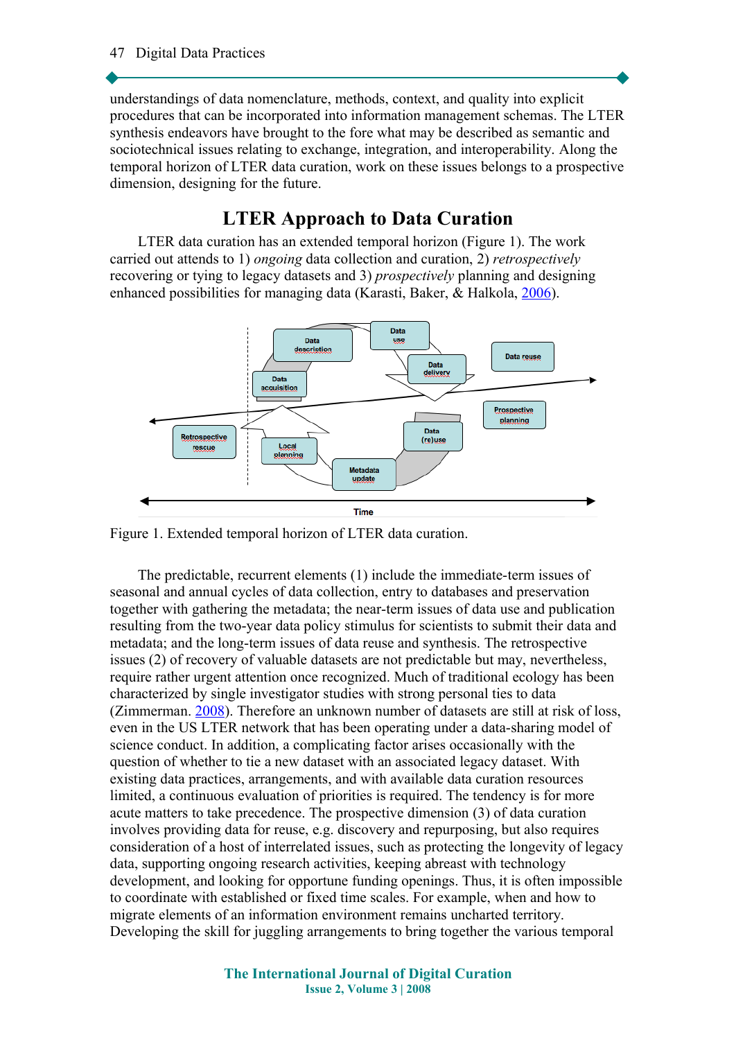understandings of data nomenclature, methods, context, and quality into explicit procedures that can be incorporated into information management schemas. The LTER synthesis endeavors have brought to the fore what may be described as semantic and sociotechnical issues relating to exchange, integration, and interoperability. Along the temporal horizon of LTER data curation, work on these issues belongs to a prospective dimension, designing for the future.

## LTER Approach to Data Curation

LTER data curation has an extended temporal horizon (Figure 1). The work carried out attends to 1) *ongoing* data collection and curation, 2) *retrospectively* recovering or tying to legacy datasets and 3) *prospectively* planning and designing enhanced possibilities for managing data (Karasti, Baker, & Halkola, 2006).

Figure 1. Extended temporal horizon of LTER data curation.

The predictable, recurrent elements (1) include the immediate-term issues of seasonal and annual cycles of data collection, entry to databases and preservation together with gathering the metadata; the near-term issues of data use and publication resulting from the two-year data policy stimulus for scientists to submit their data and metadata; and the long-term issues of data reuse and synthesis. The retrospective issues (2) of recovery of valuable datasets are not predictable but may, nevertheless, require rather urgent attention once recognized. Much of traditional ecology has been characterized by single investigator studies with strong personal ties to data (Zimmerman. 2008). Therefore an unknown number of datasets are still at risk of loss, even in the US LTER network that has been operating under a data-sharing model of science conduct. In addition, a complicating factor arises occasionally with the question of whether to tie a new dataset with an associated legacy dataset. With existing data practices, arrangements, and with available data curation resources limited, a continuous evaluation of priorities is required. The tendency is for more acute matters to take precedence. The prospective dimension (3) of data curation involves providing data for reuse, e.g. discovery and repurposing, but also requires consideration of a host of interrelated issues, such as protecting the longevity of legacy data, supporting ongoing research activities, keeping abreast with technology development, and looking for opportune funding openings. Thus, it is often impossible to coordinate with established or fixed time scales. For example, when and how to migrate elements of an information environment remains uncharted territory. Developing the skill for juggling arrangements to bring together the various temporal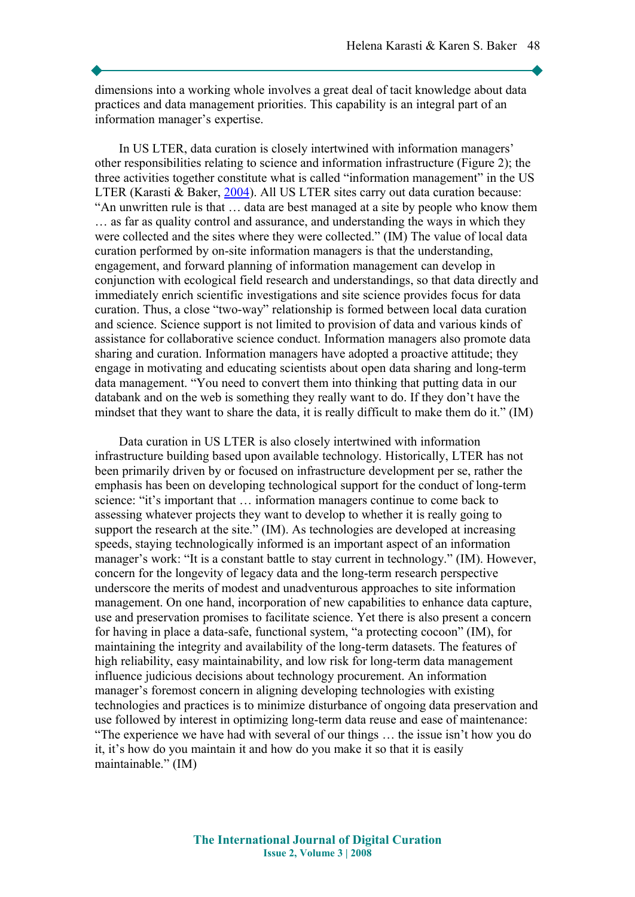dimensions into a working whole involves a great deal of tacit knowledge about data practices and data management priorities. This capability is an integral part of an information manager's expertise.

In US LTER, data curation is closely intertwined with information managers' other responsibilities relating to science and information infrastructure (Figure 2); the three activities together constitute what is called "information management" in the US LTER (Karasti & Baker, 2004). All US LTER sites carry out data curation because: "An unwritten rule is that … data are best managed at a site by people who know them … as far as quality control and assurance, and understanding the ways in which they were collected and the sites where they were collected." (IM) The value of local data curation performed by on-site information managers is that the understanding, engagement, and forward planning of information management can develop in conjunction with ecological field research and understandings, so that data directly and immediately enrich scientific investigations and site science provides focus for data curation. Thus, a close "two-way" relationship is formed between local data curation and science. Science support is not limited to provision of data and various kinds of assistance for collaborative science conduct. Information managers also promote data sharing and curation. Information managers have adopted a proactive attitude; they engage in motivating and educating scientists about open data sharing and long-term data management. "You need to convert them into thinking that putting data in our databank and on the web is something they really want to do. If they don't have the mindset that they want to share the data, it is really difficult to make them do it." (IM)

Data curation in US LTER is also closely intertwined with information infrastructure building based upon available technology. Historically, LTER has not been primarily driven by or focused on infrastructure development per se, rather the emphasis has been on developing technological support for the conduct of long-term science: "it's important that … information managers continue to come back to assessing whatever projects they want to develop to whether it is really going to support the research at the site." (IM). As technologies are developed at increasing speeds, staying technologically informed is an important aspect of an information manager's work: "It is a constant battle to stay current in technology." (IM). However, concern for the longevity of legacy data and the long-term research perspective underscore the merits of modest and unadventurous approaches to site information management. On one hand, incorporation of new capabilities to enhance data capture, use and preservation promises to facilitate science. Yet there is also present a concern for having in place a data-safe, functional system, "a protecting cocoon" (IM), for maintaining the integrity and availability of the long-term datasets. The features of high reliability, easy maintainability, and low risk for long-term data management influence judicious decisions about technology procurement. An information manager's foremost concern in aligning developing technologies with existing technologies and practices is to minimize disturbance of ongoing data preservation and use followed by interest in optimizing long-term data reuse and ease of maintenance: "The experience we have had with several of our things … the issue isn't how you do it, it's how do you maintain it and how do you make it so that it is easily maintainable." (IM)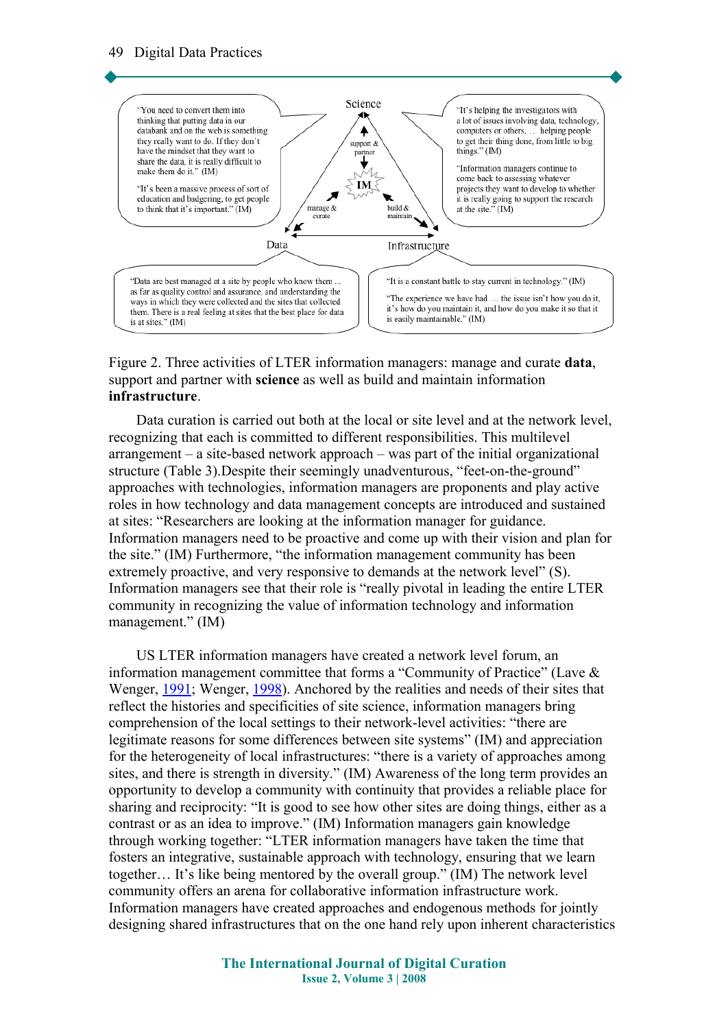**Science**

"It's helping the investigators with a lot of issues involving data, technology, computers or others, … helping people to get their thing done, from little to big things." (IM)

"Information managers continue to come back to assessing whatever projects they want to develop to whether it is really going to support the research at the site." (IM)

"You need to convert them into thinking that putting data in our databank and on the web is something they really want to do. If they don't have the mindset that they want to share the data, it is really difficult to make them do it." (IM)

"It's been a massive process of sort of education and badgering, to get people to think that it's important." (IM)

support & partner

IM

manage & curate

build & maintain

**Data**

**Infrastructure**

"Data are best managed at a site by people who know them ... as far as quality control and assurance, and understanding the ways in which they were collected and the sites that collected them. There is a real feeling at sites that the best place for data is at sites." (IM)

"It is a constant battle to stay current in technology." (IM)

"The experience we have had … the issue isn't how you do it, it's how do you maintain it, and how do you make it so that it is easily maintainable." (IM)

Figure 2. Three activities of LTER information managers: manage and curate **data**, support and partner with **science** as well as build and maintain information **infrastructure**.

Data curation is carried out both at the local or site level and at the network level, recognizing that each is committed to different responsibilities. This multilevel arrangement – a site-based network approach – was part of the initial organizational structure (Table 3).Despite their seemingly unadventurous, "feet-on-the-ground" approaches with technologies, information managers are proponents and play active roles in how technology and data management concepts are introduced and sustained at sites: "Researchers are looking at the information manager for guidance. Information managers need to be proactive and come up with their vision and plan for the site." (IM) Furthermore, "the information management community has been extremely proactive, and very responsive to demands at the network level" (S). Information managers see that their role is "really pivotal in leading the entire LTER community in recognizing the value of information technology and information management." (IM)

US LTER information managers have created a network level forum, an information management committee that forms a "Community of Practice" (Lave & Wenger, 1991; Wenger, 1998). Anchored by the realities and needs of their sites that reflect the histories and specificities of site science, information managers bring comprehension of the local settings to their network-level activities: "there are legitimate reasons for some differences between site systems" (IM) and appreciation for the heterogeneity of local infrastructures: "there is a variety of approaches among sites, and there is strength in diversity." (IM) Awareness of the long term provides an opportunity to develop a community with continuity that provides a reliable place for sharing and reciprocity: "It is good to see how other sites are doing things, either as a contrast or as an idea to improve." (IM) Information managers gain knowledge through working together: "LTER information managers have taken the time that fosters an integrative, sustainable approach with technology, ensuring that we learn together… It's like being mentored by the overall group." (IM) The network level community offers an arena for collaborative information infrastructure work. Information managers have created approaches and endogenous methods for jointly designing shared infrastructures that on the one hand rely upon inherent characteristics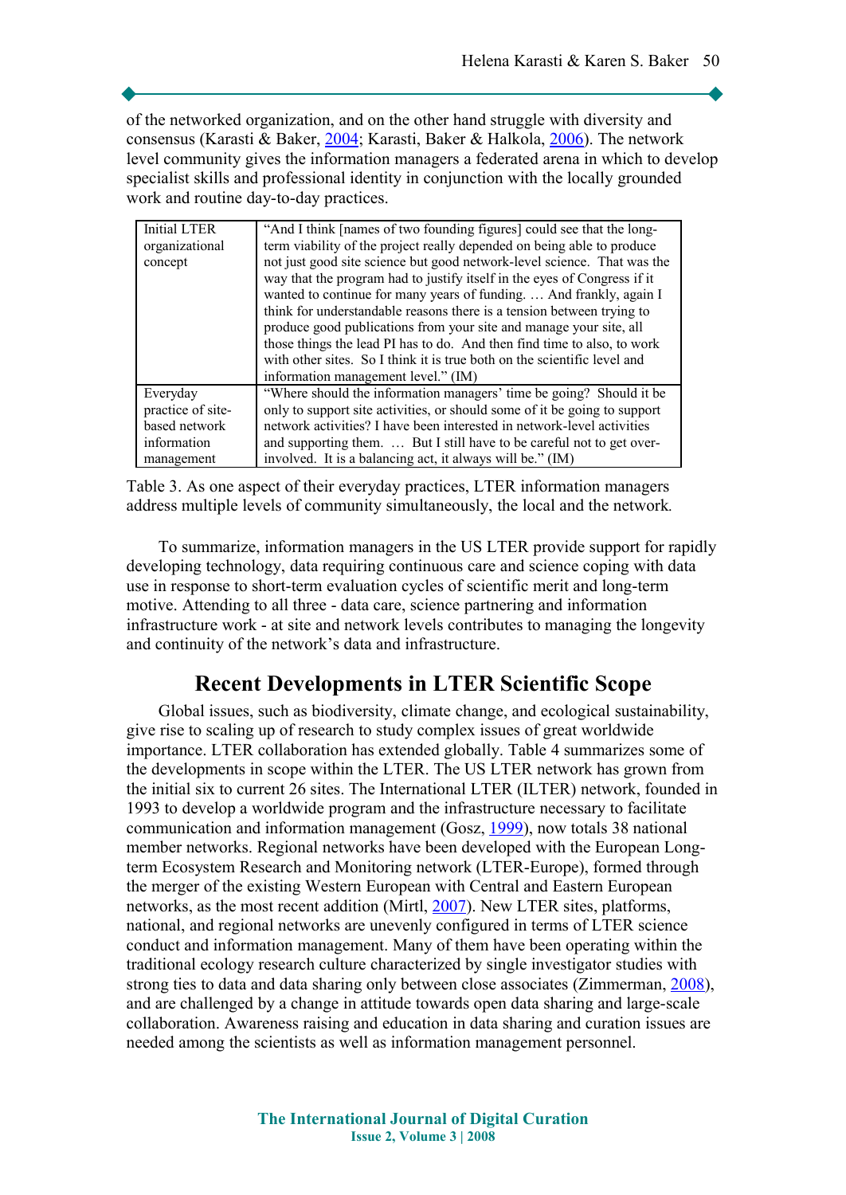of the networked organization, and on the other hand struggle with diversity and consensus (Karasti & Baker, 2004; Karasti, Baker & Halkola, 2006). The network level community gives the information managers a federated arena in which to develop specialist skills and professional identity in conjunction with the locally grounded work and routine day-to-day practices.

| Initial LTER organizational concept | "And I think [names of two founding figures] could see that the long-term viability of the project really depended on being able to produce not just good site science but good network-level science. That was the way that the program had to justify itself in the eyes of Congress if it wanted to continue for many years of funding. … And frankly, again I think for understandable reasons there is a tension between trying to produce good publications from your site and manage your site, all those things the lead PI has to do. And then find time to also, to work with other sites. So I think it is true both on the scientific level and information management level." (IM) |
|---|---|
| Everyday practice of site-based network information management | "Where should the information managers' time be going? Should it be only to support site activities, or should some of it be going to support network activities? I have been interested in network-level activities and supporting them. … But I still have to be careful not to get over-involved. It is a balancing act, it always will be." (IM) |

Table 3. As one aspect of their everyday practices, LTER information managers address multiple levels of community simultaneously, the local and the network.

To summarize, information managers in the US LTER provide support for rapidly developing technology, data requiring continuous care and science coping with data use in response to short-term evaluation cycles of scientific merit and long-term motive. Attending to all three - data care, science partnering and information infrastructure work - at site and network levels contributes to managing the longevity and continuity of the network's data and infrastructure.

## Recent Developments in LTER Scientific Scope

Global issues, such as biodiversity, climate change, and ecological sustainability, give rise to scaling up of research to study complex issues of great worldwide importance. LTER collaboration has extended globally. Table 4 summarizes some of the developments in scope within the LTER. The US LTER network has grown from the initial six to current 26 sites. The International LTER (ILTER) network, founded in 1993 to develop a worldwide program and the infrastructure necessary to facilitate communication and information management (Gosz, 1999), now totals 38 national member networks. Regional networks have been developed with the European Long-term Ecosystem Research and Monitoring network (LTER-Europe), formed through the merger of the existing Western European with Central and Eastern European networks, as the most recent addition (Mirtl, 2007). New LTER sites, platforms, national, and regional networks are unevenly configured in terms of LTER science conduct and information management. Many of them have been operating within the traditional ecology research culture characterized by single investigator studies with strong ties to data and data sharing only between close associates (Zimmerman, 2008), and are challenged by a change in attitude towards open data sharing and large-scale collaboration. Awareness raising and education in data sharing and curation issues are needed among the scientists as well as information management personnel.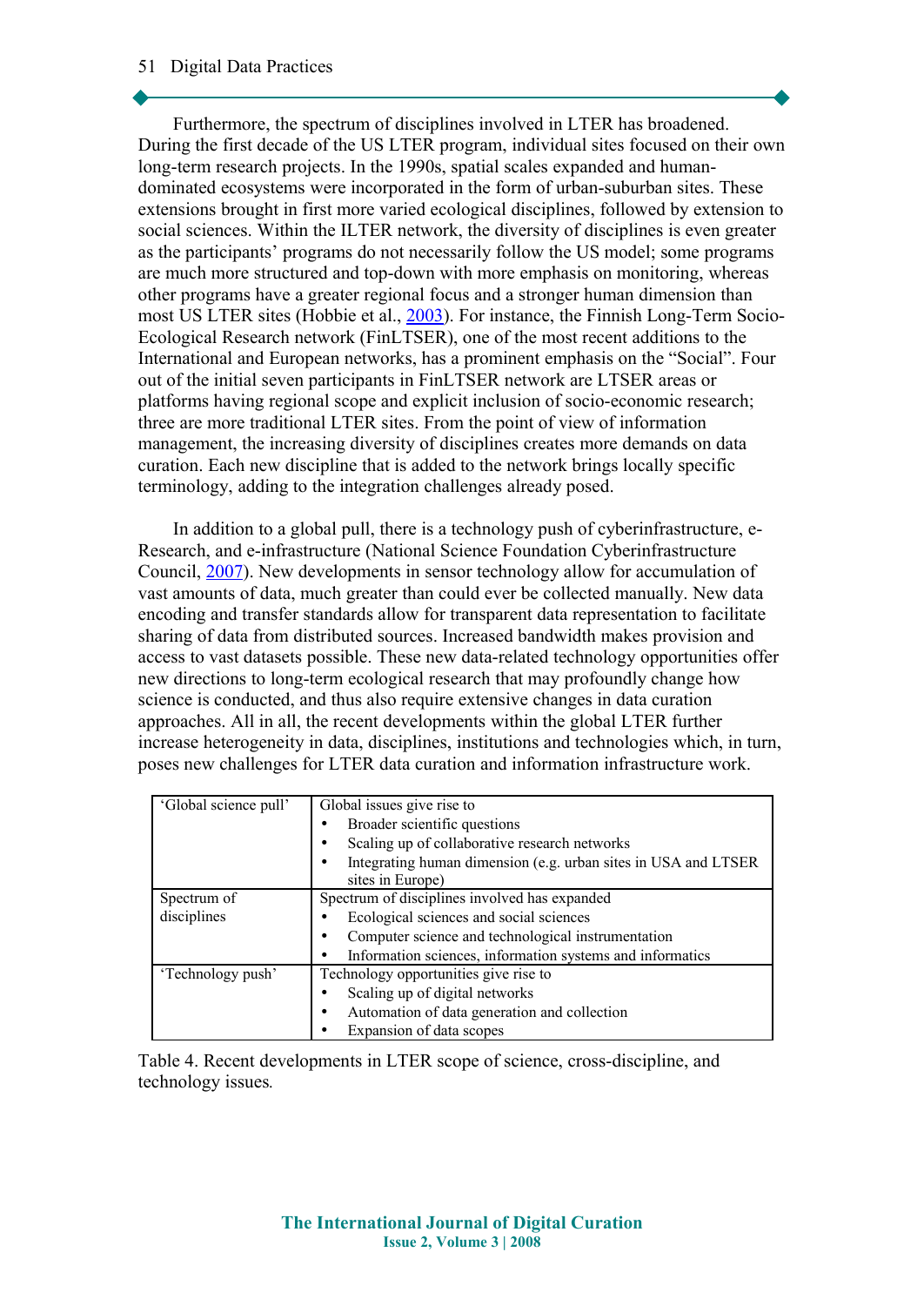Furthermore, the spectrum of disciplines involved in LTER has broadened. During the first decade of the US LTER program, individual sites focused on their own long-term research projects. In the 1990s, spatial scales expanded and human-dominated ecosystems were incorporated in the form of urban-suburban sites. These extensions brought in first more varied ecological disciplines, followed by extension to social sciences. Within the ILTER network, the diversity of disciplines is even greater as the participants' programs do not necessarily follow the US model; some programs are much more structured and top-down with more emphasis on monitoring, whereas other programs have a greater regional focus and a stronger human dimension than most US LTER sites (Hobbie et al., 2003). For instance, the Finnish Long-Term Socio-Ecological Research network (FinLTSER), one of the most recent additions to the International and European networks, has a prominent emphasis on the "Social". Four out of the initial seven participants in FinLTSER network are LTSER areas or platforms having regional scope and explicit inclusion of socio-economic research; three are more traditional LTER sites. From the point of view of information management, the increasing diversity of disciplines creates more demands on data curation. Each new discipline that is added to the network brings locally specific terminology, adding to the integration challenges already posed.

In addition to a global pull, there is a technology push of cyberinfrastructure, e-Research, and e-infrastructure (National Science Foundation Cyberinfrastructure Council, 2007). New developments in sensor technology allow for accumulation of vast amounts of data, much greater than could ever be collected manually. New data encoding and transfer standards allow for transparent data representation to facilitate sharing of data from distributed sources. Increased bandwidth makes provision and access to vast datasets possible. These new data-related technology opportunities offer new directions to long-term ecological research that may profoundly change how science is conducted, and thus also require extensive changes in data curation approaches. All in all, the recent developments within the global LTER further increase heterogeneity in data, disciplines, institutions and technologies which, in turn, poses new challenges for LTER data curation and information infrastructure work.

| | |
|---|---|
| 'Global science pull' | Global issues give rise to<br>• Broader scientific questions<br>• Scaling up of collaborative research networks<br>• Integrating human dimension (e.g. urban sites in USA and LTSER sites in Europe) |
| Spectrum of disciplines | Spectrum of disciplines involved has expanded<br>• Ecological sciences and social sciences<br>• Computer science and technological instrumentation<br>• Information sciences, information systems and informatics |
| 'Technology push' | Technology opportunities give rise to<br>• Scaling up of digital networks<br>• Automation of data generation and collection<br>• Expansion of data scopes |

Table 4. Recent developments in LTER scope of science, cross-discipline, and technology issues.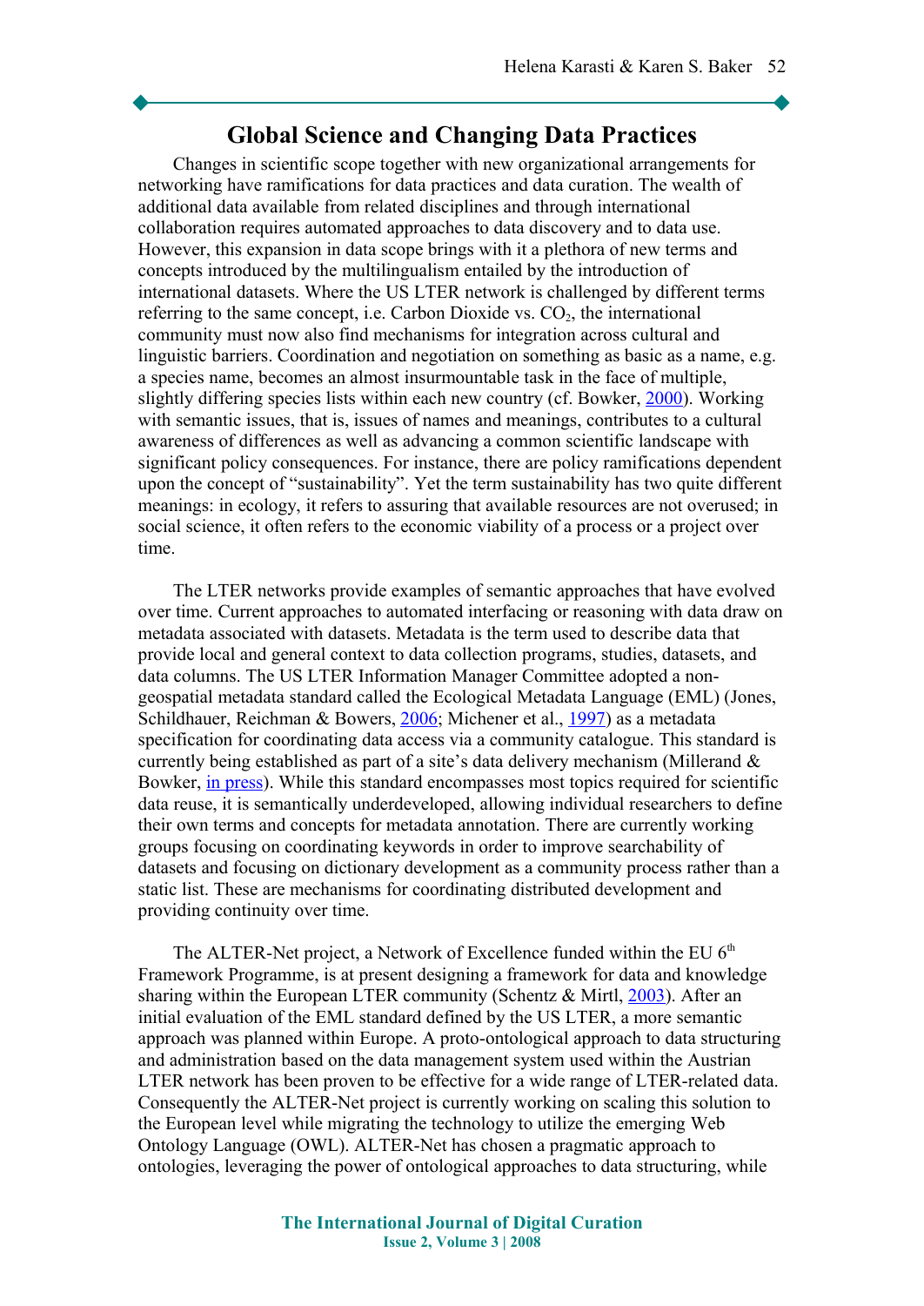## Global Science and Changing Data Practices

Changes in scientific scope together with new organizational arrangements for networking have ramifications for data practices and data curation. The wealth of additional data available from related disciplines and through international collaboration requires automated approaches to data discovery and to data use. However, this expansion in data scope brings with it a plethora of new terms and concepts introduced by the multilingualism entailed by the introduction of international datasets. Where the US LTER network is challenged by different terms referring to the same concept, i.e. Carbon Dioxide vs. $CO_2$, the international community must now also find mechanisms for integration across cultural and linguistic barriers. Coordination and negotiation on something as basic as a name, e.g. a species name, becomes an almost insurmountable task in the face of multiple, slightly differing species lists within each new country (cf. Bowker, 2000). Working with semantic issues, that is, issues of names and meanings, contributes to a cultural awareness of differences as well as advancing a common scientific landscape with significant policy consequences. For instance, there are policy ramifications dependent upon the concept of "sustainability". Yet the term sustainability has two quite different meanings: in ecology, it refers to assuring that available resources are not overused; in social science, it often refers to the economic viability of a process or a project over time.

The LTER networks provide examples of semantic approaches that have evolved over time. Current approaches to automated interfacing or reasoning with data draw on metadata associated with datasets. Metadata is the term used to describe data that provide local and general context to data collection programs, studies, datasets, and data columns. The US LTER Information Manager Committee adopted a non-geospatial metadata standard called the Ecological Metadata Language (EML) (Jones, Schildhauer, Reichman & Bowers, 2006; Michener et al., 1997) as a metadata specification for coordinating data access via a community catalogue. This standard is currently being established as part of a site's data delivery mechanism (Millerand & Bowker, in press). While this standard encompasses most topics required for scientific data reuse, it is semantically underdeveloped, allowing individual researchers to define their own terms and concepts for metadata annotation. There are currently working groups focusing on coordinating keywords in order to improve searchability of datasets and focusing on dictionary development as a community process rather than a static list. These are mechanisms for coordinating distributed development and providing continuity over time.

The ALTER-Net project, a Network of Excellence funded within the EU 6th Framework Programme, is at present designing a framework for data and knowledge sharing within the European LTER community (Schentz & Mirtl, 2003). After an initial evaluation of the EML standard defined by the US LTER, a more semantic approach was planned within Europe. A proto-ontological approach to data structuring and administration based on the data management system used within the Austrian LTER network has been proven to be effective for a wide range of LTER-related data. Consequently the ALTER-Net project is currently working on scaling this solution to the European level while migrating the technology to utilize the emerging Web Ontology Language (OWL). ALTER-Net has chosen a pragmatic approach to ontologies, leveraging the power of ontological approaches to data structuring, while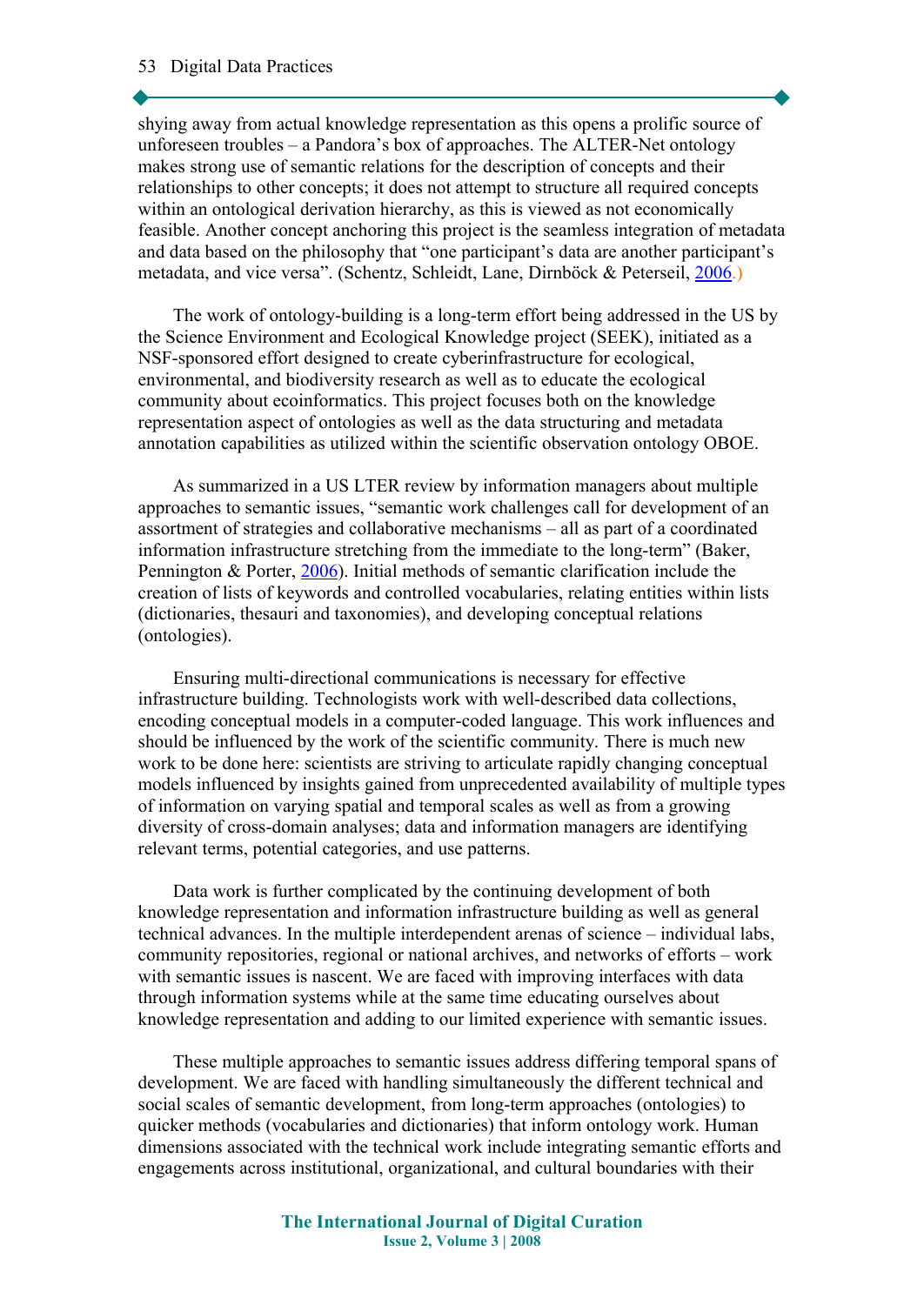shying away from actual knowledge representation as this opens a prolific source of unforeseen troubles – a Pandora's box of approaches. The ALTER-Net ontology makes strong use of semantic relations for the description of concepts and their relationships to other concepts; it does not attempt to structure all required concepts within an ontological derivation hierarchy, as this is viewed as not economically feasible. Another concept anchoring this project is the seamless integration of metadata and data based on the philosophy that "one participant's data are another participant's metadata, and vice versa". (Schentz, Schleidt, Lane, Dirnböck & Peterseil, 2006.)

The work of ontology-building is a long-term effort being addressed in the US by the Science Environment and Ecological Knowledge project (SEEK), initiated as a NSF-sponsored effort designed to create cyberinfrastructure for ecological, environmental, and biodiversity research as well as to educate the ecological community about ecoinformatics. This project focuses both on the knowledge representation aspect of ontologies as well as the data structuring and metadata annotation capabilities as utilized within the scientific observation ontology OBOE.

As summarized in a US LTER review by information managers about multiple approaches to semantic issues, "semantic work challenges call for development of an assortment of strategies and collaborative mechanisms – all as part of a coordinated information infrastructure stretching from the immediate to the long-term" (Baker, Pennington & Porter, 2006). Initial methods of semantic clarification include the creation of lists of keywords and controlled vocabularies, relating entities within lists (dictionaries, thesauri and taxonomies), and developing conceptual relations (ontologies).

Ensuring multi-directional communications is necessary for effective infrastructure building. Technologists work with well-described data collections, encoding conceptual models in a computer-coded language. This work influences and should be influenced by the work of the scientific community. There is much new work to be done here: scientists are striving to articulate rapidly changing conceptual models influenced by insights gained from unprecedented availability of multiple types of information on varying spatial and temporal scales as well as from a growing diversity of cross-domain analyses; data and information managers are identifying relevant terms, potential categories, and use patterns.

Data work is further complicated by the continuing development of both knowledge representation and information infrastructure building as well as general technical advances. In the multiple interdependent arenas of science – individual labs, community repositories, regional or national archives, and networks of efforts – work with semantic issues is nascent. We are faced with improving interfaces with data through information systems while at the same time educating ourselves about knowledge representation and adding to our limited experience with semantic issues.

These multiple approaches to semantic issues address differing temporal spans of development. We are faced with handling simultaneously the different technical and social scales of semantic development, from long-term approaches (ontologies) to quicker methods (vocabularies and dictionaries) that inform ontology work. Human dimensions associated with the technical work include integrating semantic efforts and engagements across institutional, organizational, and cultural boundaries with their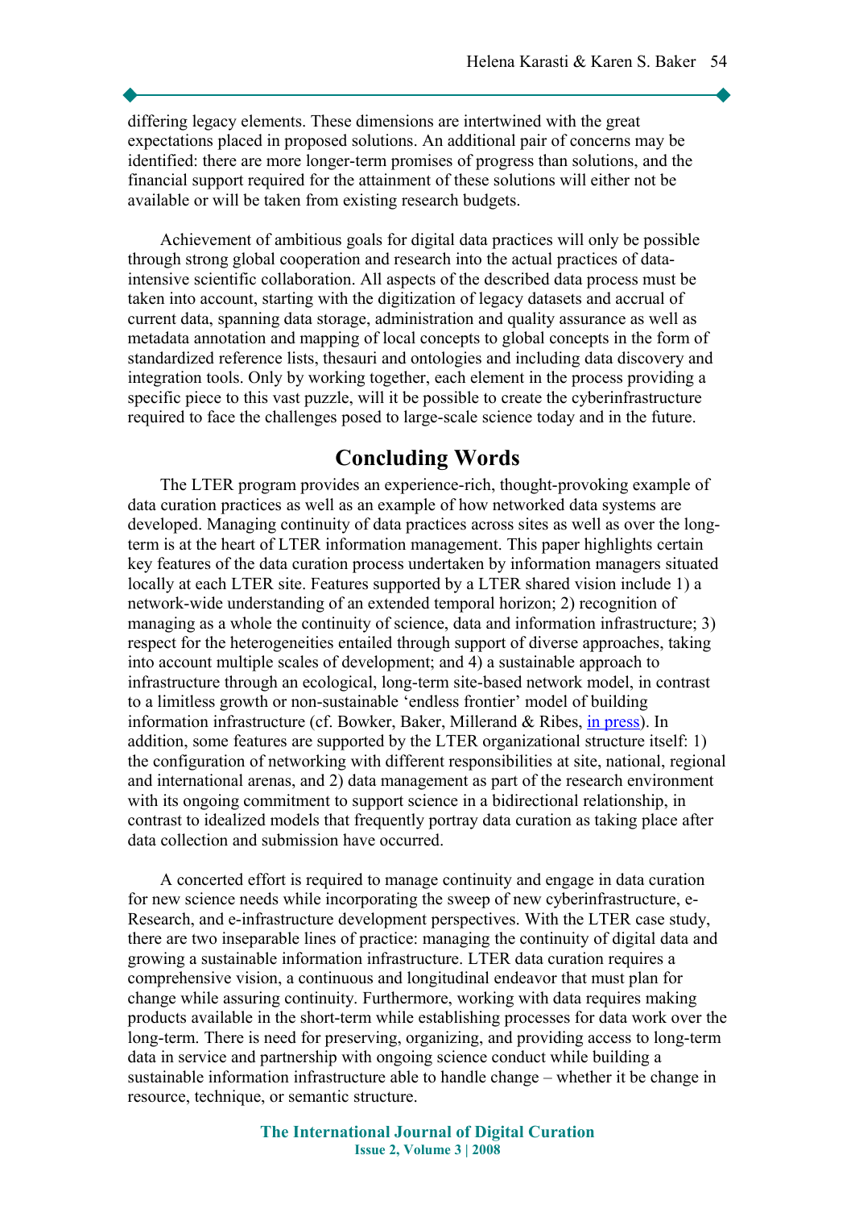differing legacy elements. These dimensions are intertwined with the great expectations placed in proposed solutions. An additional pair of concerns may be identified: there are more longer-term promises of progress than solutions, and the financial support required for the attainment of these solutions will either not be available or will be taken from existing research budgets.

Achievement of ambitious goals for digital data practices will only be possible through strong global cooperation and research into the actual practices of data-intensive scientific collaboration. All aspects of the described data process must be taken into account, starting with the digitization of legacy datasets and accrual of current data, spanning data storage, administration and quality assurance as well as metadata annotation and mapping of local concepts to global concepts in the form of standardized reference lists, thesauri and ontologies and including data discovery and integration tools. Only by working together, each element in the process providing a specific piece to this vast puzzle, will it be possible to create the cyberinfrastructure required to face the challenges posed to large-scale science today and in the future.

## Concluding Words

The LTER program provides an experience-rich, thought-provoking example of data curation practices as well as an example of how networked data systems are developed. Managing continuity of data practices across sites as well as over the long-term is at the heart of LTER information management. This paper highlights certain key features of the data curation process undertaken by information managers situated locally at each LTER site. Features supported by a LTER shared vision include 1) a network-wide understanding of an extended temporal horizon; 2) recognition of managing as a whole the continuity of science, data and information infrastructure; 3) respect for the heterogeneities entailed through support of diverse approaches, taking into account multiple scales of development; and 4) a sustainable approach to infrastructure through an ecological, long-term site-based network model, in contrast to a limitless growth or non-sustainable 'endless frontier' model of building information infrastructure (cf. Bowker, Baker, Millerand & Ribes, in press). In addition, some features are supported by the LTER organizational structure itself: 1) the configuration of networking with different responsibilities at site, national, regional and international arenas, and 2) data management as part of the research environment with its ongoing commitment to support science in a bidirectional relationship, in contrast to idealized models that frequently portray data curation as taking place after data collection and submission have occurred.

A concerted effort is required to manage continuity and engage in data curation for new science needs while incorporating the sweep of new cyberinfrastructure, e-Research, and e-infrastructure development perspectives. With the LTER case study, there are two inseparable lines of practice: managing the continuity of digital data and growing a sustainable information infrastructure. LTER data curation requires a comprehensive vision, a continuous and longitudinal endeavor that must plan for change while assuring continuity. Furthermore, working with data requires making products available in the short-term while establishing processes for data work over the long-term. There is need for preserving, organizing, and providing access to long-term data in service and partnership with ongoing science conduct while building a sustainable information infrastructure able to handle change – whether it be change in resource, technique, or semantic structure.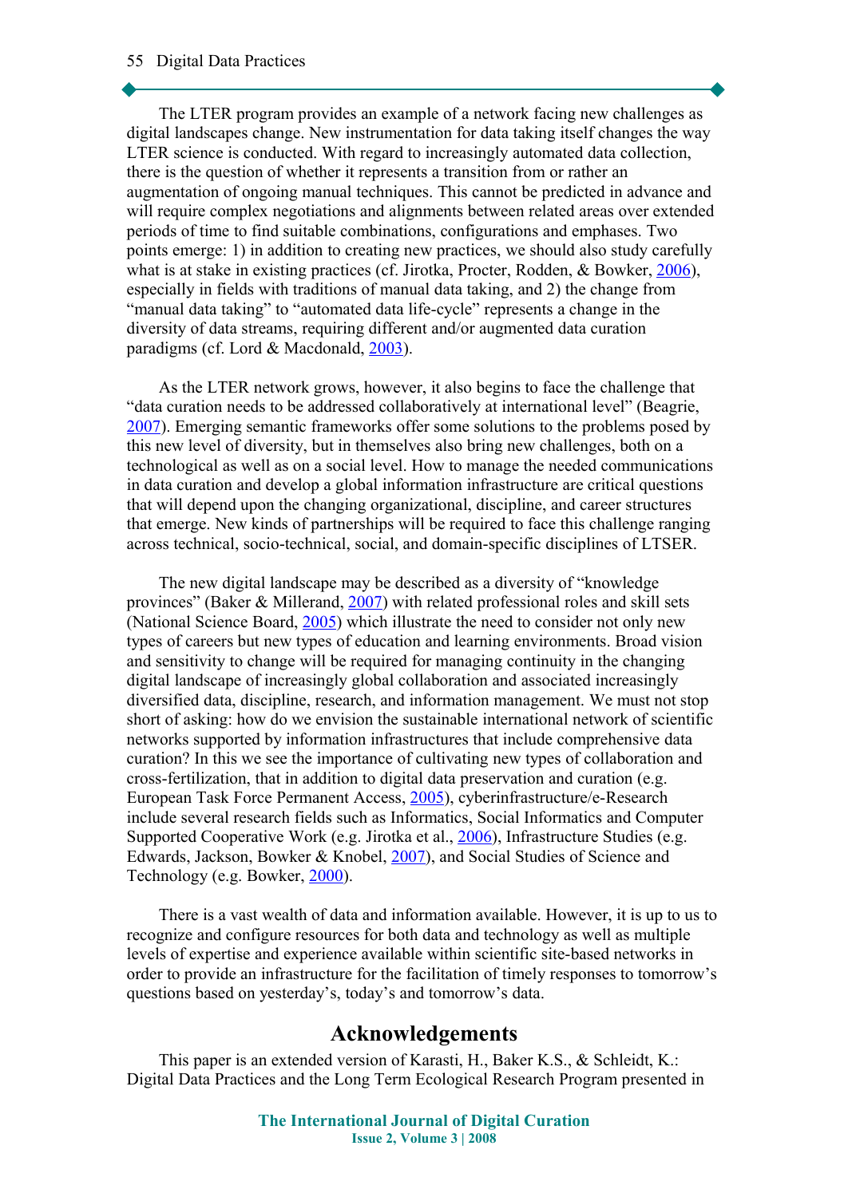The LTER program provides an example of a network facing new challenges as digital landscapes change. New instrumentation for data taking itself changes the way LTER science is conducted. With regard to increasingly automated data collection, there is the question of whether it represents a transition from or rather an augmentation of ongoing manual techniques. This cannot be predicted in advance and will require complex negotiations and alignments between related areas over extended periods of time to find suitable combinations, configurations and emphases. Two points emerge: 1) in addition to creating new practices, we should also study carefully what is at stake in existing practices (cf. Jirotka, Procter, Rodden, & Bowker, 2006), especially in fields with traditions of manual data taking, and 2) the change from "manual data taking" to "automated data life-cycle" represents a change in the diversity of data streams, requiring different and/or augmented data curation paradigms (cf. Lord & Macdonald, 2003).

As the LTER network grows, however, it also begins to face the challenge that "data curation needs to be addressed collaboratively at international level" (Beagrie, 2007). Emerging semantic frameworks offer some solutions to the problems posed by this new level of diversity, but in themselves also bring new challenges, both on a technological as well as on a social level. How to manage the needed communications in data curation and develop a global information infrastructure are critical questions that will depend upon the changing organizational, discipline, and career structures that emerge. New kinds of partnerships will be required to face this challenge ranging across technical, socio-technical, social, and domain-specific disciplines of LTSER.

The new digital landscape may be described as a diversity of "knowledge provinces" (Baker & Millerand, 2007) with related professional roles and skill sets (National Science Board, 2005) which illustrate the need to consider not only new types of careers but new types of education and learning environments. Broad vision and sensitivity to change will be required for managing continuity in the changing digital landscape of increasingly global collaboration and associated increasingly diversified data, discipline, research, and information management. We must not stop short of asking: how do we envision the sustainable international network of scientific networks supported by information infrastructures that include comprehensive data curation? In this we see the importance of cultivating new types of collaboration and cross-fertilization, that in addition to digital data preservation and curation (e.g. European Task Force Permanent Access, 2005), cyberinfrastructure/e-Research include several research fields such as Informatics, Social Informatics and Computer Supported Cooperative Work (e.g. Jirotka et al., 2006), Infrastructure Studies (e.g. Edwards, Jackson, Bowker & Knobel, 2007), and Social Studies of Science and Technology (e.g. Bowker, 2000).

There is a vast wealth of data and information available. However, it is up to us to recognize and configure resources for both data and technology as well as multiple levels of expertise and experience available within scientific site-based networks in order to provide an infrastructure for the facilitation of timely responses to tomorrow's questions based on yesterday's, today's and tomorrow's data.

## Acknowledgements

This paper is an extended version of Karasti, H., Baker K.S., & Schleidt, K.: Digital Data Practices and the Long Term Ecological Research Program presented in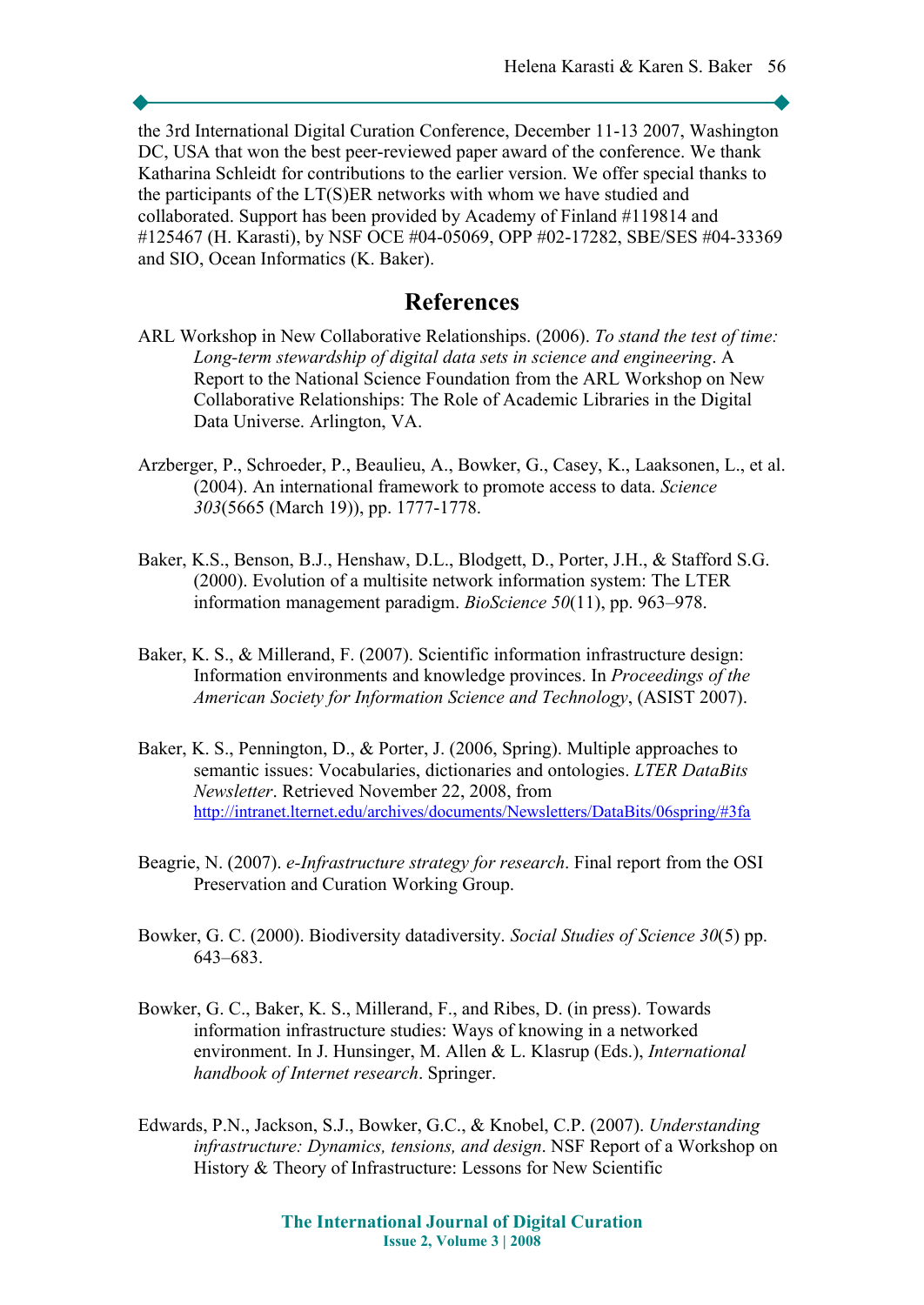the 3rd International Digital Curation Conference, December 11-13 2007, Washington DC, USA that won the best peer-reviewed paper award of the conference. We thank Katharina Schleidt for contributions to the earlier version. We offer special thanks to the participants of the LT(S)ER networks with whom we have studied and collaborated. Support has been provided by Academy of Finland #119814 and #125467 (H. Karasti), by NSF OCE #04-05069, OPP #02-17282, SBE/SES #04-33369 and SIO, Ocean Informatics (K. Baker).

## References

ARL Workshop in New Collaborative Relationships. (2006). *To stand the test of time: Long-term stewardship of digital data sets in science and engineering*. A Report to the National Science Foundation from the ARL Workshop on New Collaborative Relationships: The Role of Academic Libraries in the Digital Data Universe. Arlington, VA.

Arzberger, P., Schroeder, P., Beaulieu, A., Bowker, G., Casey, K., Laaksonen, L., et al. (2004). An international framework to promote access to data. *Science 303*(5665 (March 19)), pp. 1777-1778.

Baker, K.S., Benson, B.J., Henshaw, D.L., Blodgett, D., Porter, J.H., & Stafford S.G. (2000). Evolution of a multisite network information system: The LTER information management paradigm. *BioScience 50*(11), pp. 963–978.

Baker, K. S., & Millerand, F. (2007). Scientific information infrastructure design: Information environments and knowledge provinces. In *Proceedings of the American Society for Information Science and Technology*, (ASIST 2007).

Baker, K. S., Pennington, D., & Porter, J. (2006, Spring). Multiple approaches to semantic issues: Vocabularies, dictionaries and ontologies. *LTER DataBits Newsletter*. Retrieved November 22, 2008, from http://intranet.lternet.edu/archives/documents/Newsletters/DataBits/06spring/#3fa

Beagrie, N. (2007). *e-Infrastructure strategy for research*. Final report from the OSI Preservation and Curation Working Group.

Bowker, G. C. (2000). Biodiversity datadiversity. *Social Studies of Science 30*(5) pp. 643–683.

Bowker, G. C., Baker, K. S., Millerand, F., and Ribes, D. (in press). Towards information infrastructure studies: Ways of knowing in a networked environment. In J. Hunsinger, M. Allen & L. Klasrup (Eds.), *International handbook of Internet research*. Springer.

Edwards, P.N., Jackson, S.J., Bowker, G.C., & Knobel, C.P. (2007). *Understanding infrastructure: Dynamics, tensions, and design*. NSF Report of a Workshop on History & Theory of Infrastructure: Lessons for New Scientific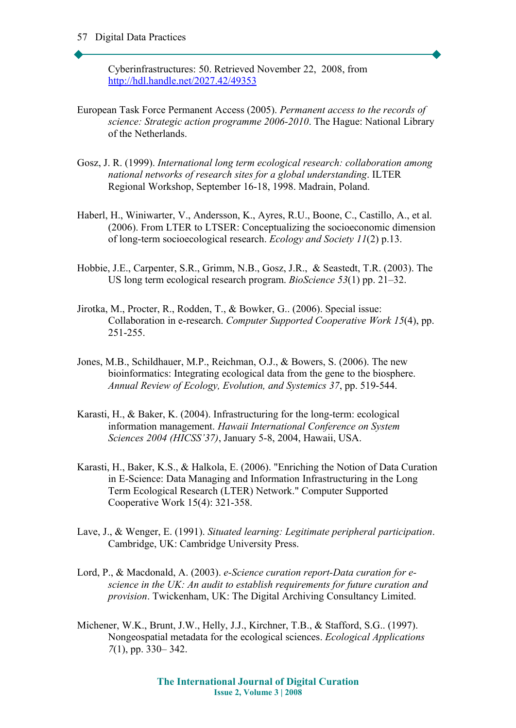Cyberinfrastructures: 50. Retrieved November 22, 2008, from http://hdl.handle.net/2027.42/49353

European Task Force Permanent Access (2005). *Permanent access to the records of science: Strategic action programme 2006-2010*. The Hague: National Library of the Netherlands.

Gosz, J. R. (1999). *International long term ecological research: collaboration among national networks of research sites for a global understanding*. ILTER Regional Workshop, September 16-18, 1998. Madrain, Poland.

Haberl, H., Winiwarter, V., Andersson, K., Ayres, R.U., Boone, C., Castillo, A., et al. (2006). From LTER to LTSER: Conceptualizing the socioeconomic dimension of long-term socioecological research. *Ecology and Society 11*(2) p.13.

Hobbie, J.E., Carpenter, S.R., Grimm, N.B., Gosz, J.R., & Seastedt, T.R. (2003). The US long term ecological research program. *BioScience 53*(1) pp. 21–32.

Jirotka, M., Procter, R., Rodden, T., & Bowker, G.. (2006). Special issue: Collaboration in e-research. *Computer Supported Cooperative Work 15*(4), pp. 251-255.

Jones, M.B., Schildhauer, M.P., Reichman, O.J., & Bowers, S. (2006). The new bioinformatics: Integrating ecological data from the gene to the biosphere. *Annual Review of Ecology, Evolution, and Systemics 37*, pp. 519-544.

Karasti, H., & Baker, K. (2004). Infrastructuring for the long-term: ecological information management. *Hawaii International Conference on System Sciences 2004 (HICSS'37)*, January 5-8, 2004, Hawaii, USA.

Karasti, H., Baker, K.S., & Halkola, E. (2006). "Enriching the Notion of Data Curation in E-Science: Data Managing and Information Infrastructuring in the Long Term Ecological Research (LTER) Network." Computer Supported Cooperative Work 15(4): 321-358.

Lave, J., & Wenger, E. (1991). *Situated learning: Legitimate peripheral participation*. Cambridge, UK: Cambridge University Press.

Lord, P., & Macdonald, A. (2003). *e-Science curation report-Data curation for e-science in the UK: An audit to establish requirements for future curation and provision*. Twickenham, UK: The Digital Archiving Consultancy Limited.

Michener, W.K., Brunt, J.W., Helly, J.J., Kirchner, T.B., & Stafford, S.G.. (1997). Nongeospatial metadata for the ecological sciences. *Ecological Applications 7*(1), pp. 330– 342.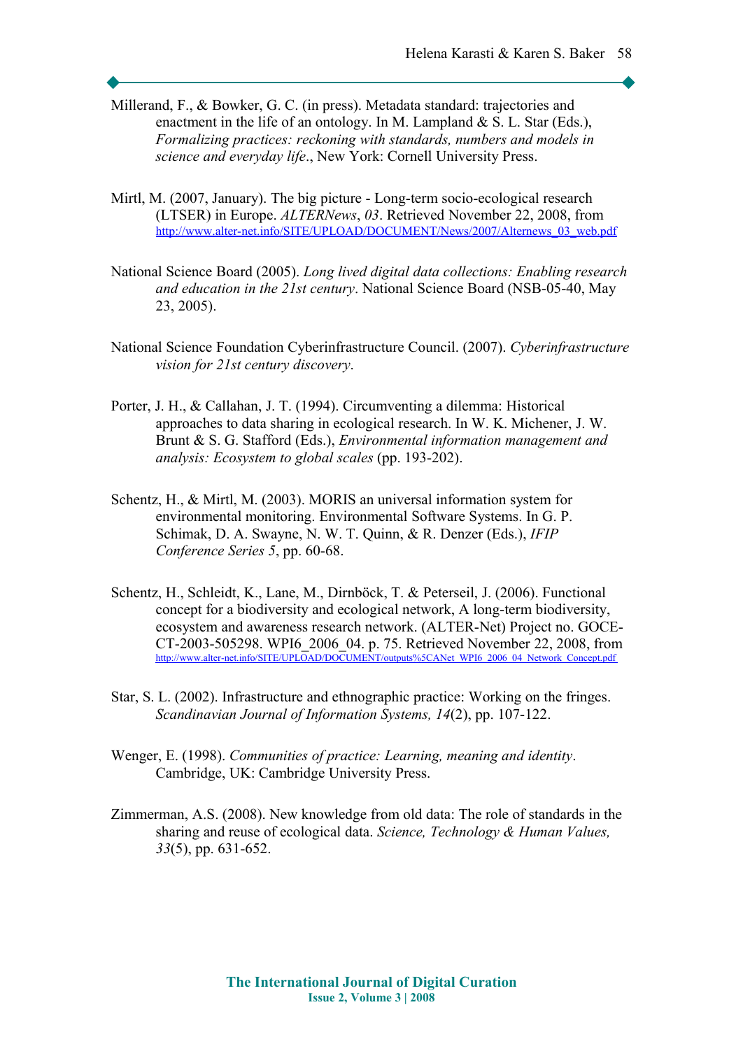Millerand, F., & Bowker, G. C. (in press). Metadata standard: trajectories and enactment in the life of an ontology. In M. Lampland & S. L. Star (Eds.), *Formalizing practices: reckoning with standards, numbers and models in science and everyday life*., New York: Cornell University Press.

Mirtl, M. (2007, January). The big picture - Long-term socio-ecological research (LTSER) in Europe. *ALTERNews*, *03*. Retrieved November 22, 2008, from http://www.alter-net.info/SITE/UPLOAD/DOCUMENT/News/2007/Alternews_03_web.pdf

National Science Board (2005). *Long lived digital data collections: Enabling research and education in the 21st century*. National Science Board (NSB-05-40, May 23, 2005).

National Science Foundation Cyberinfrastructure Council. (2007). *Cyberinfrastructure vision for 21st century discovery*.

Porter, J. H., & Callahan, J. T. (1994). Circumventing a dilemma: Historical approaches to data sharing in ecological research. In W. K. Michener, J. W. Brunt & S. G. Stafford (Eds.), *Environmental information management and analysis: Ecosystem to global scales* (pp. 193-202).

Schentz, H., & Mirtl, M. (2003). MORIS an universal information system for environmental monitoring. Environmental Software Systems. In G. P. Schimak, D. A. Swayne, N. W. T. Quinn, & R. Denzer (Eds.), *IFIP Conference Series 5*, pp. 60-68.

Schentz, H., Schleidt, K., Lane, M., Dirnböck, T. & Peterseil, J. (2006). Functional concept for a biodiversity and ecological network, A long-term biodiversity, ecosystem and awareness research network. (ALTER-Net) Project no. GOCE-CT-2003-505298. WPI6_2006_04. p. 75. Retrieved November 22, 2008, from http://www.alter-net.info/SITE/UPLOAD/DOCUMENT/outputs%5CANet_WPI6_2006_04_Network_Concept.pdf

Star, S. L. (2002). Infrastructure and ethnographic practice: Working on the fringes. *Scandinavian Journal of Information Systems, 14*(2), pp. 107-122.

Wenger, E. (1998). *Communities of practice: Learning, meaning and identity*. Cambridge, UK: Cambridge University Press.

Zimmerman, A.S. (2008). New knowledge from old data: The role of standards in the sharing and reuse of ecological data. *Science, Technology & Human Values, 33*(5), pp. 631-652.